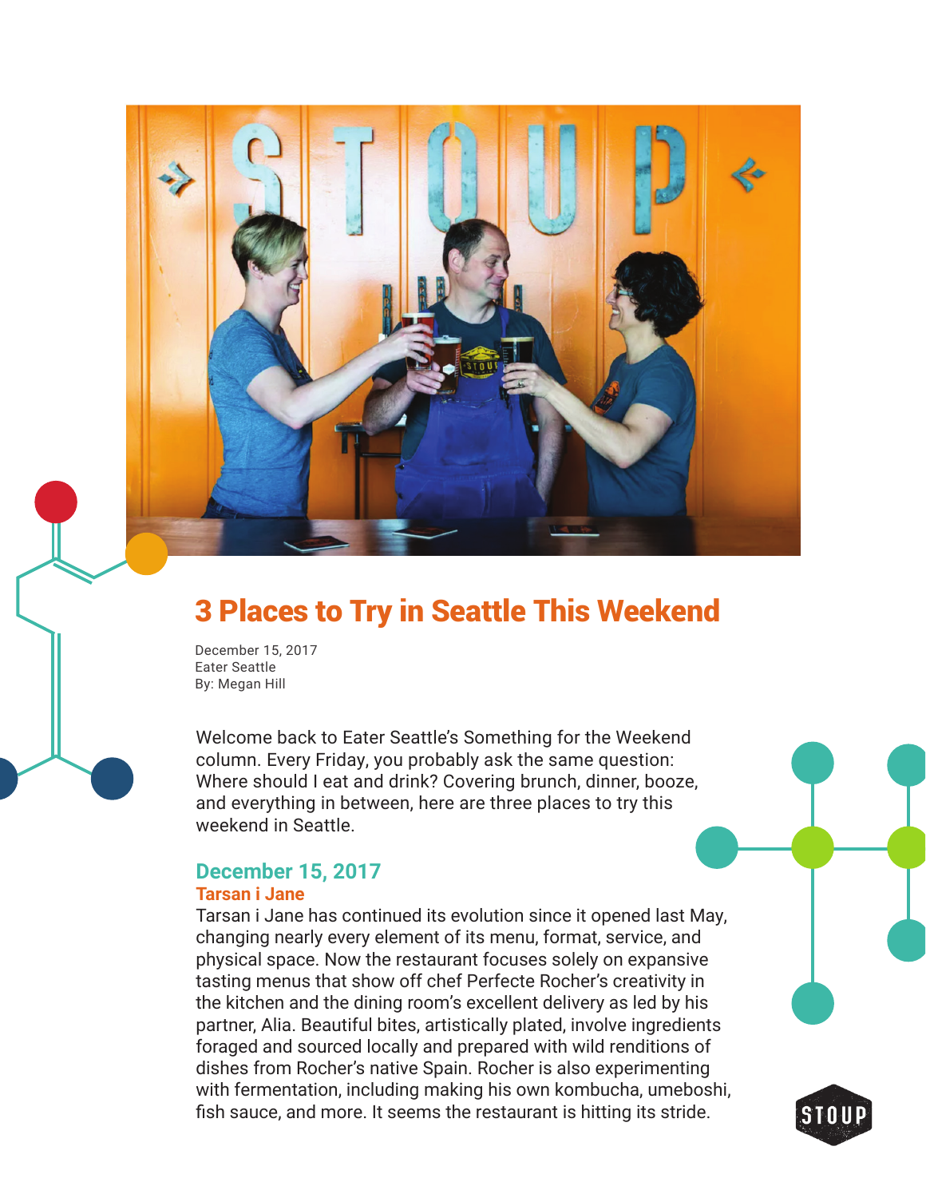# 3 Places to Try in Seattle This Weekend

December 15, 2017
Eater Seattle
By: Megan Hill

Welcome back to Eater Seattle's Something for the Weekend column. Every Friday, you probably ask the same question: Where should I eat and drink? Covering brunch, dinner, booze, and everything in between, here are three places to try this weekend in Seattle.

## December 15, 2017

### Tarsan i Jane

Tarsan i Jane has continued its evolution since it opened last May, changing nearly every element of its menu, format, service, and physical space. Now the restaurant focuses solely on expansive tasting menus that show off chef Perfecte Rocher's creativity in the kitchen and the dining room's excellent delivery as led by his partner, Alia. Beautiful bites, artistically plated, involve ingredients foraged and sourced locally and prepared with wild renditions of dishes from Rocher's native Spain. Rocher is also experimenting with fermentation, including making his own kombucha, umeboshi, fish sauce, and more. It seems the restaurant is hitting its stride.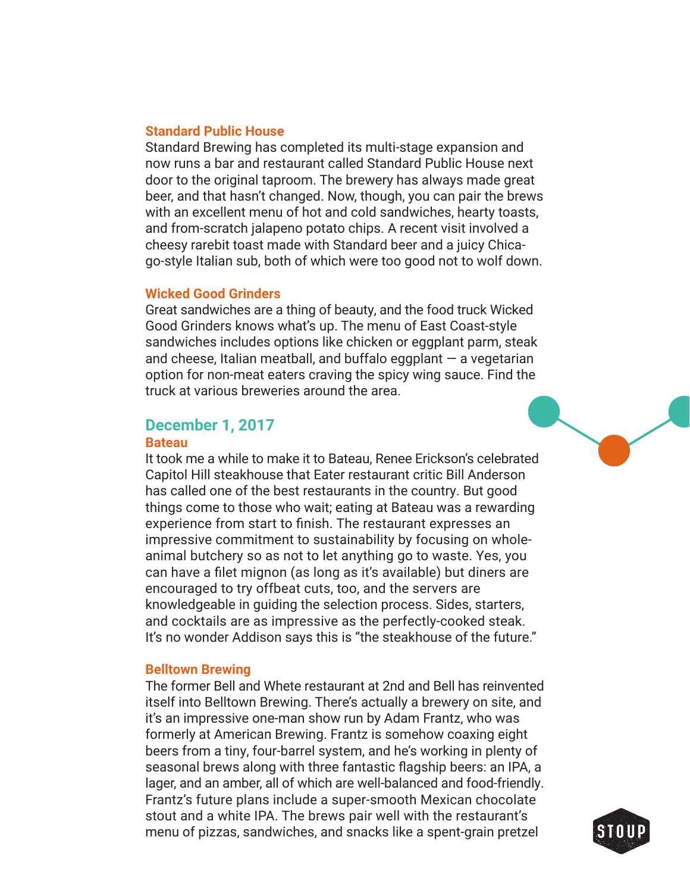### Standard Public House

Standard Brewing has completed its multi-stage expansion and now runs a bar and restaurant called Standard Public House next door to the original taproom. The brewery has always made great beer, and that hasn't changed. Now, though, you can pair the brews with an excellent menu of hot and cold sandwiches, hearty toasts, and from-scratch jalapeno potato chips. A recent visit involved a cheesy rarebit toast made with Standard beer and a juicy Chicago-style Italian sub, both of which were too good not to wolf down.

### Wicked Good Grinders

Great sandwiches are a thing of beauty, and the food truck Wicked Good Grinders knows what's up. The menu of East Coast-style sandwiches includes options like chicken or eggplant parm, steak and cheese, Italian meatball, and buffalo eggplant — a vegetarian option for non-meat eaters craving the spicy wing sauce. Find the truck at various breweries around the area.

## December 1, 2017

### Bateau

It took me a while to make it to Bateau, Renee Erickson's celebrated Capitol Hill steakhouse that Eater restaurant critic Bill Anderson has called one of the best restaurants in the country. But good things come to those who wait; eating at Bateau was a rewarding experience from start to finish. The restaurant expresses an impressive commitment to sustainability by focusing on whole-animal butchery so as not to let anything go to waste. Yes, you can have a filet mignon (as long as it's available) but diners are encouraged to try offbeat cuts, too, and the servers are knowledgeable in guiding the selection process. Sides, starters, and cocktails are as impressive as the perfectly-cooked steak. It's no wonder Addison says this is "the steakhouse of the future."

### Belltown Brewing

The former Bell and Whete restaurant at 2nd and Bell has reinvented itself into Belltown Brewing. There's actually a brewery on site, and it's an impressive one-man show run by Adam Frantz, who was formerly at American Brewing. Frantz is somehow coaxing eight beers from a tiny, four-barrel system, and he's working in plenty of seasonal brews along with three fantastic flagship beers: an IPA, a lager, and an amber, all of which are well-balanced and food-friendly. Frantz's future plans include a super-smooth Mexican chocolate stout and a white IPA. The brews pair well with the restaurant's menu of pizzas, sandwiches, and snacks like a spent-grain pretzel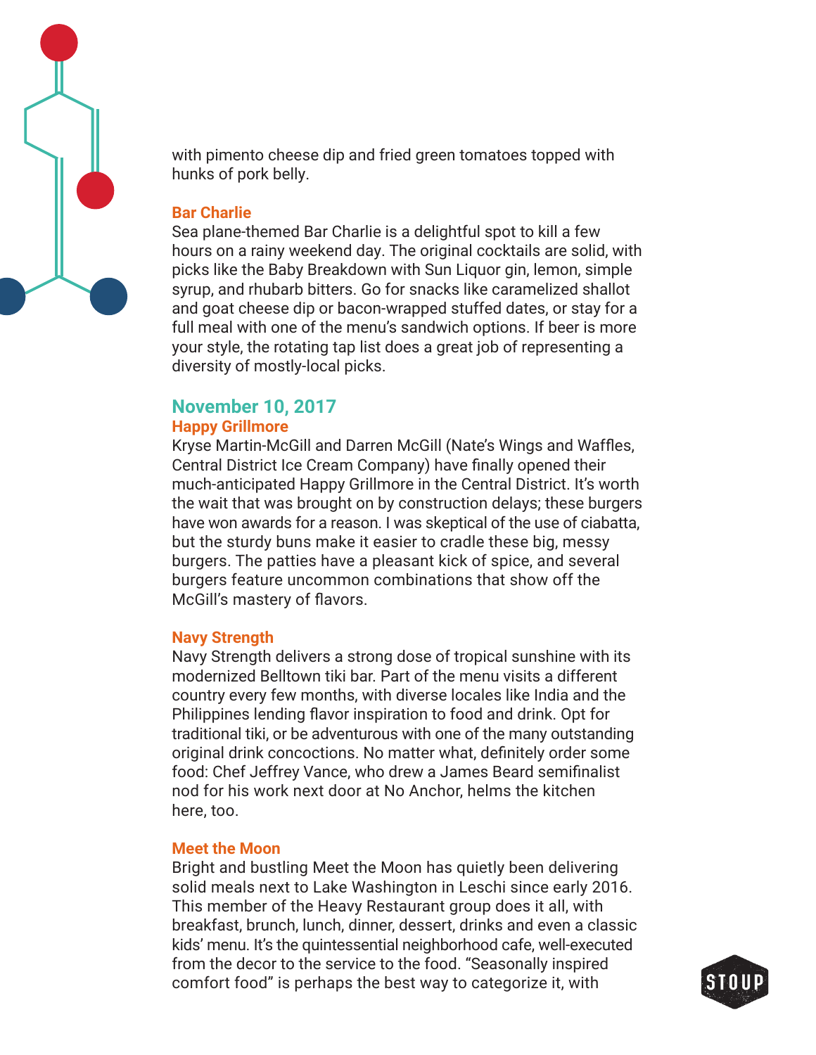with pimento cheese dip and fried green tomatoes topped with hunks of pork belly.

### Bar Charlie

Sea plane-themed Bar Charlie is a delightful spot to kill a few hours on a rainy weekend day. The original cocktails are solid, with picks like the Baby Breakdown with Sun Liquor gin, lemon, simple syrup, and rhubarb bitters. Go for snacks like caramelized shallot and goat cheese dip or bacon-wrapped stuffed dates, or stay for a full meal with one of the menu's sandwich options. If beer is more your style, the rotating tap list does a great job of representing a diversity of mostly-local picks.

## November 10, 2017

### Happy Grillmore

Kryse Martin-McGill and Darren McGill (Nate's Wings and Waffles, Central District Ice Cream Company) have finally opened their much-anticipated Happy Grillmore in the Central District. It's worth the wait that was brought on by construction delays; these burgers have won awards for a reason. I was skeptical of the use of ciabatta, but the sturdy buns make it easier to cradle these big, messy burgers. The patties have a pleasant kick of spice, and several burgers feature uncommon combinations that show off the McGill's mastery of flavors.

### Navy Strength

Navy Strength delivers a strong dose of tropical sunshine with its modernized Belltown tiki bar. Part of the menu visits a different country every few months, with diverse locales like India and the Philippines lending flavor inspiration to food and drink. Opt for traditional tiki, or be adventurous with one of the many outstanding original drink concoctions. No matter what, definitely order some food: Chef Jeffrey Vance, who drew a James Beard semifinalist nod for his work next door at No Anchor, helms the kitchen here, too.

### Meet the Moon

Bright and bustling Meet the Moon has quietly been delivering solid meals next to Lake Washington in Leschi since early 2016. This member of the Heavy Restaurant group does it all, with breakfast, brunch, lunch, dinner, dessert, drinks and even a classic kids' menu. It's the quintessential neighborhood cafe, well-executed from the decor to the service to the food. "Seasonally inspired comfort food" is perhaps the best way to categorize it, with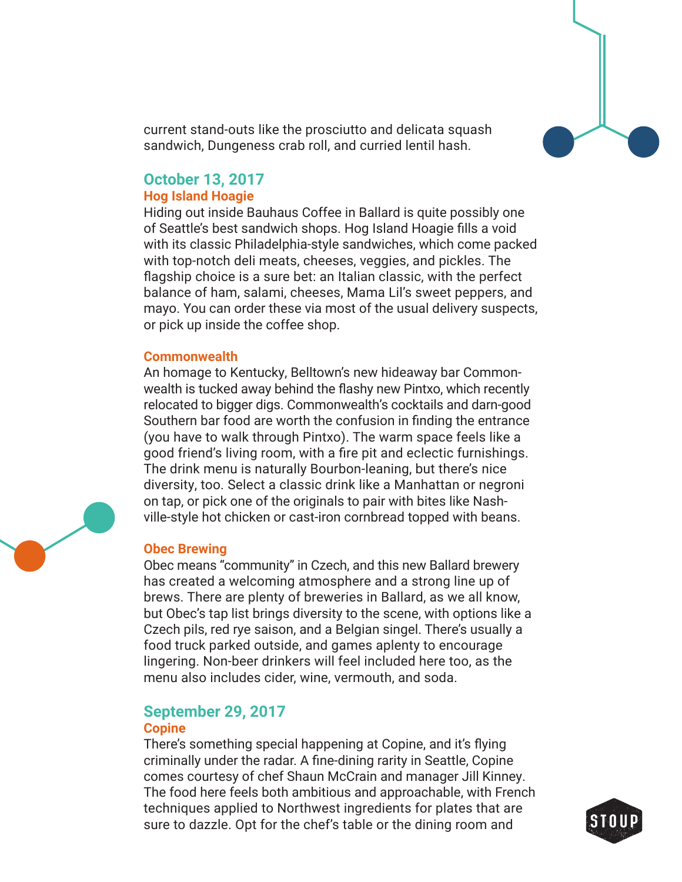current stand-outs like the prosciutto and delicata squash sandwich, Dungeness crab roll, and curried lentil hash.

## October 13, 2017

### Hog Island Hoagie

Hiding out inside Bauhaus Coffee in Ballard is quite possibly one of Seattle's best sandwich shops. Hog Island Hoagie fills a void with its classic Philadelphia-style sandwiches, which come packed with top-notch deli meats, cheeses, veggies, and pickles. The flagship choice is a sure bet: an Italian classic, with the perfect balance of ham, salami, cheeses, Mama Lil's sweet peppers, and mayo. You can order these via most of the usual delivery suspects, or pick up inside the coffee shop.

### Commonwealth

An homage to Kentucky, Belltown's new hideaway bar Commonwealth is tucked away behind the flashy new Pintxo, which recently relocated to bigger digs. Commonwealth's cocktails and darn-good Southern bar food are worth the confusion in finding the entrance (you have to walk through Pintxo). The warm space feels like a good friend's living room, with a fire pit and eclectic furnishings. The drink menu is naturally Bourbon-leaning, but there's nice diversity, too. Select a classic drink like a Manhattan or negroni on tap, or pick one of the originals to pair with bites like Nashville-style hot chicken or cast-iron cornbread topped with beans.

### Obec Brewing

Obec means "community" in Czech, and this new Ballard brewery has created a welcoming atmosphere and a strong line up of brews. There are plenty of breweries in Ballard, as we all know, but Obec's tap list brings diversity to the scene, with options like a Czech pils, red rye saison, and a Belgian singel. There's usually a food truck parked outside, and games aplenty to encourage lingering. Non-beer drinkers will feel included here too, as the menu also includes cider, wine, vermouth, and soda.

## September 29, 2017

### Copine

There's something special happening at Copine, and it's flying criminally under the radar. A fine-dining rarity in Seattle, Copine comes courtesy of chef Shaun McCrain and manager Jill Kinney. The food here feels both ambitious and approachable, with French techniques applied to Northwest ingredients for plates that are sure to dazzle. Opt for the chef's table or the dining room and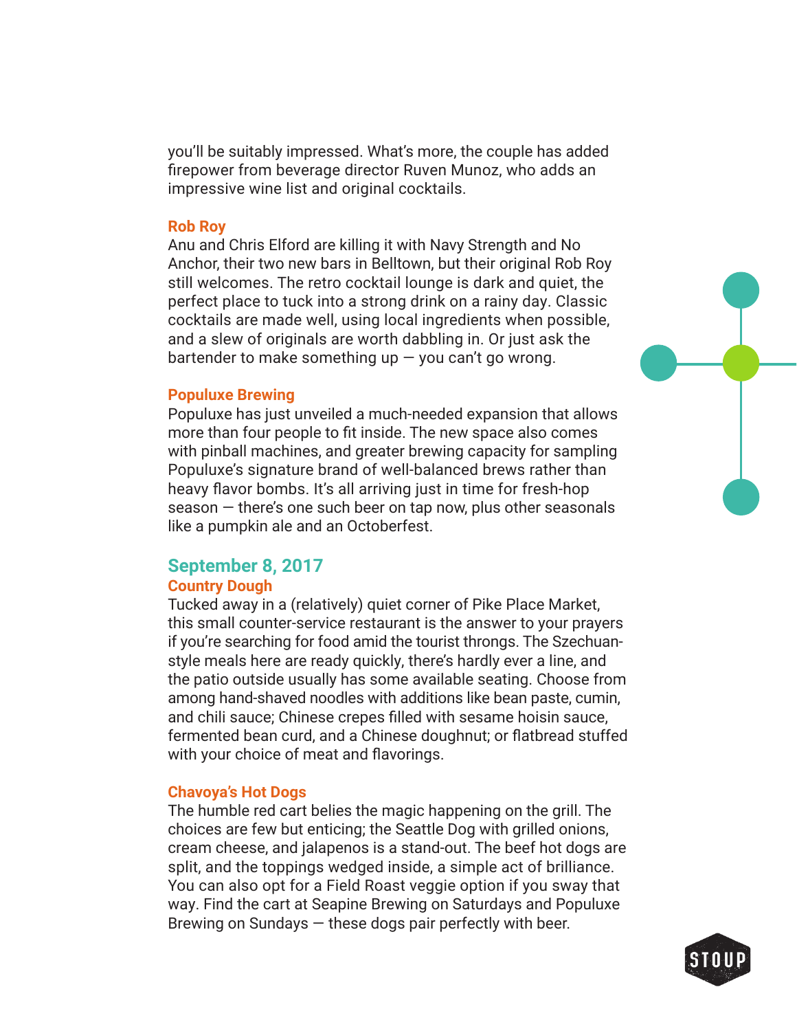you'll be suitably impressed. What's more, the couple has added firepower from beverage director Ruven Munoz, who adds an impressive wine list and original cocktails.

**Rob Roy**

Anu and Chris Elford are killing it with Navy Strength and No Anchor, their two new bars in Belltown, but their original Rob Roy still welcomes. The retro cocktail lounge is dark and quiet, the perfect place to tuck into a strong drink on a rainy day. Classic cocktails are made well, using local ingredients when possible, and a slew of originals are worth dabbling in. Or just ask the bartender to make something up — you can't go wrong.

**Populuxe Brewing**

Populuxe has just unveiled a much-needed expansion that allows more than four people to fit inside. The new space also comes with pinball machines, and greater brewing capacity for sampling Populuxe's signature brand of well-balanced brews rather than heavy flavor bombs. It's all arriving just in time for fresh-hop season — there's one such beer on tap now, plus other seasonals like a pumpkin ale and an Octoberfest.

## September 8, 2017

**Country Dough**

Tucked away in a (relatively) quiet corner of Pike Place Market, this small counter-service restaurant is the answer to your prayers if you're searching for food amid the tourist throngs. The Szechuan-style meals here are ready quickly, there's hardly ever a line, and the patio outside usually has some available seating. Choose from among hand-shaved noodles with additions like bean paste, cumin, and chili sauce; Chinese crepes filled with sesame hoisin sauce, fermented bean curd, and a Chinese doughnut; or flatbread stuffed with your choice of meat and flavorings.

**Chavoya's Hot Dogs**

The humble red cart belies the magic happening on the grill. The choices are few but enticing; the Seattle Dog with grilled onions, cream cheese, and jalapenos is a stand-out. The beef hot dogs are split, and the toppings wedged inside, a simple act of brilliance. You can also opt for a Field Roast veggie option if you sway that way. Find the cart at Seapine Brewing on Saturdays and Populuxe Brewing on Sundays — these dogs pair perfectly with beer.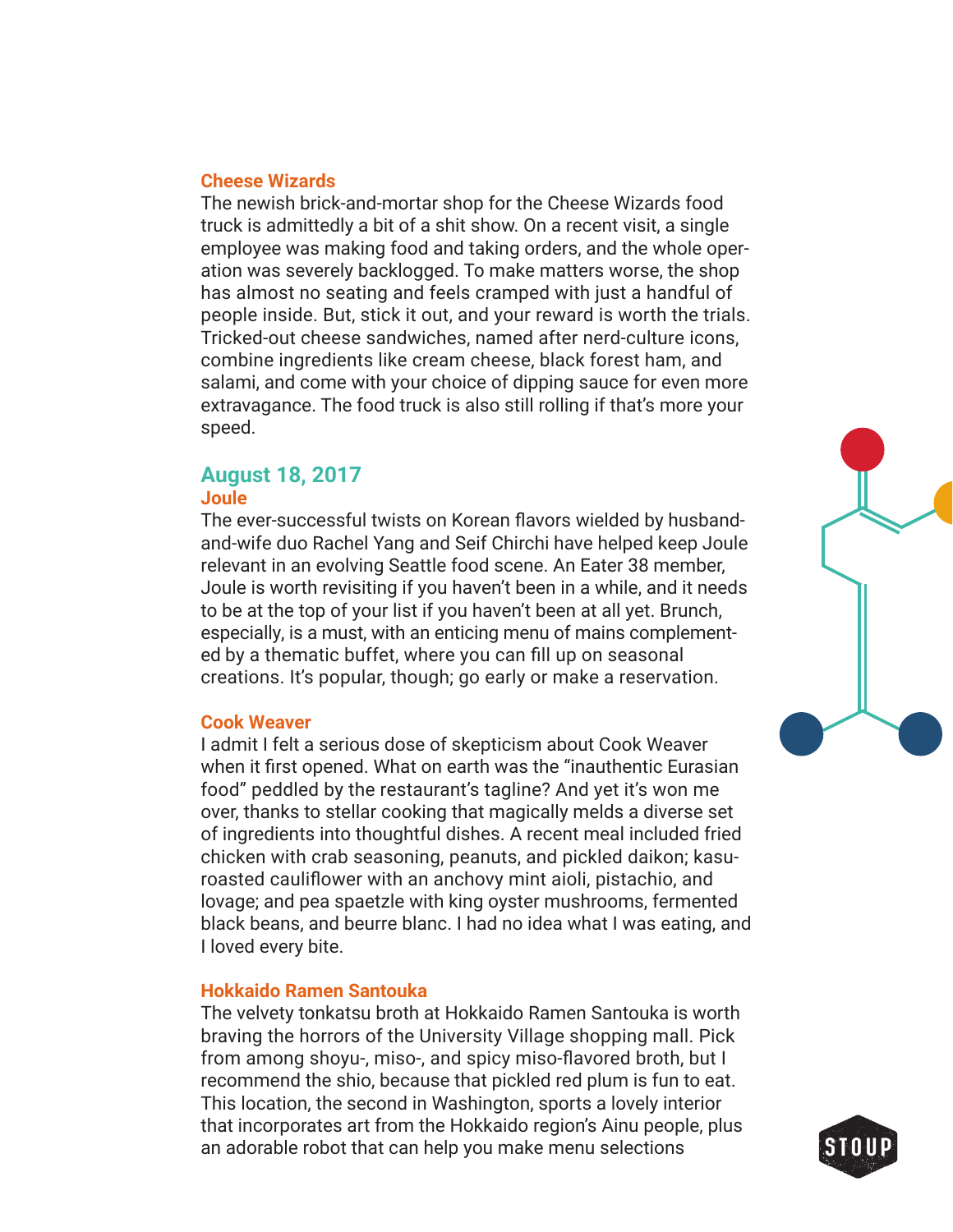### Cheese Wizards

The newish brick-and-mortar shop for the Cheese Wizards food truck is admittedly a bit of a shit show. On a recent visit, a single employee was making food and taking orders, and the whole operation was severely backlogged. To make matters worse, the shop has almost no seating and feels cramped with just a handful of people inside. But, stick it out, and your reward is worth the trials. Tricked-out cheese sandwiches, named after nerd-culture icons, combine ingredients like cream cheese, black forest ham, and salami, and come with your choice of dipping sauce for even more extravagance. The food truck is also still rolling if that's more your speed.

## August 18, 2017

### Joule

The ever-successful twists on Korean flavors wielded by husband-and-wife duo Rachel Yang and Seif Chirchi have helped keep Joule relevant in an evolving Seattle food scene. An Eater 38 member, Joule is worth revisiting if you haven't been in a while, and it needs to be at the top of your list if you haven't been at all yet. Brunch, especially, is a must, with an enticing menu of mains complemented by a thematic buffet, where you can fill up on seasonal creations. It's popular, though; go early or make a reservation.

### Cook Weaver

I admit I felt a serious dose of skepticism about Cook Weaver when it first opened. What on earth was the "inauthentic Eurasian food" peddled by the restaurant's tagline? And yet it's won me over, thanks to stellar cooking that magically melds a diverse set of ingredients into thoughtful dishes. A recent meal included fried chicken with crab seasoning, peanuts, and pickled daikon; kasu-roasted cauliflower with an anchovy mint aioli, pistachio, and lovage; and pea spaetzle with king oyster mushrooms, fermented black beans, and beurre blanc. I had no idea what I was eating, and I loved every bite.

### Hokkaido Ramen Santouka

The velvety tonkatsu broth at Hokkaido Ramen Santouka is worth braving the horrors of the University Village shopping mall. Pick from among shoyu-, miso-, and spicy miso-flavored broth, but I recommend the shio, because that pickled red plum is fun to eat. This location, the second in Washington, sports a lovely interior that incorporates art from the Hokkaido region's Ainu people, plus an adorable robot that can help you make menu selections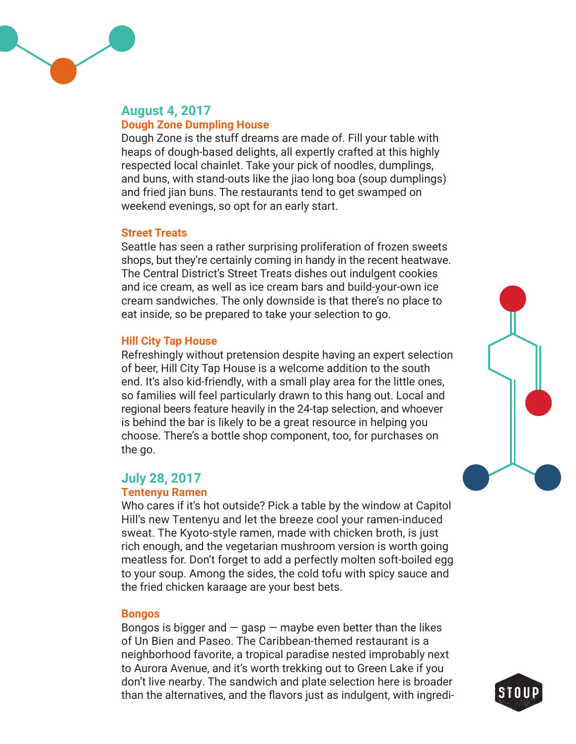## August 4, 2017

### Dough Zone Dumpling House

Dough Zone is the stuff dreams are made of. Fill your table with heaps of dough-based delights, all expertly crafted at this highly respected local chainlet. Take your pick of noodles, dumplings, and buns, with stand-outs like the jiao long boa (soup dumplings) and fried jian buns. The restaurants tend to get swamped on weekend evenings, so opt for an early start.

### Street Treats

Seattle has seen a rather surprising proliferation of frozen sweets shops, but they're certainly coming in handy in the recent heatwave. The Central District's Street Treats dishes out indulgent cookies and ice cream, as well as ice cream bars and build-your-own ice cream sandwiches. The only downside is that there's no place to eat inside, so be prepared to take your selection to go.

### Hill City Tap House

Refreshingly without pretension despite having an expert selection of beer, Hill City Tap House is a welcome addition to the south end. It's also kid-friendly, with a small play area for the little ones, so families will feel particularly drawn to this hang out. Local and regional beers feature heavily in the 24-tap selection, and whoever is behind the bar is likely to be a great resource in helping you choose. There's a bottle shop component, too, for purchases on the go.

## July 28, 2017

### Tentenyu Ramen

Who cares if it's hot outside? Pick a table by the window at Capitol Hill's new Tentenyu and let the breeze cool your ramen-induced sweat. The Kyoto-style ramen, made with chicken broth, is just rich enough, and the vegetarian mushroom version is worth going meatless for. Don't forget to add a perfectly molten soft-boiled egg to your soup. Among the sides, the cold tofu with spicy sauce and the fried chicken karaage are your best bets.

### Bongos

Bongos is bigger and — gasp — maybe even better than the likes of Un Bien and Paseo. The Caribbean-themed restaurant is a neighborhood favorite, a tropical paradise nested improbably next to Aurora Avenue, and it's worth trekking out to Green Lake if you don't live nearby. The sandwich and plate selection here is broader than the alternatives, and the flavors just as indulgent, with ingredi-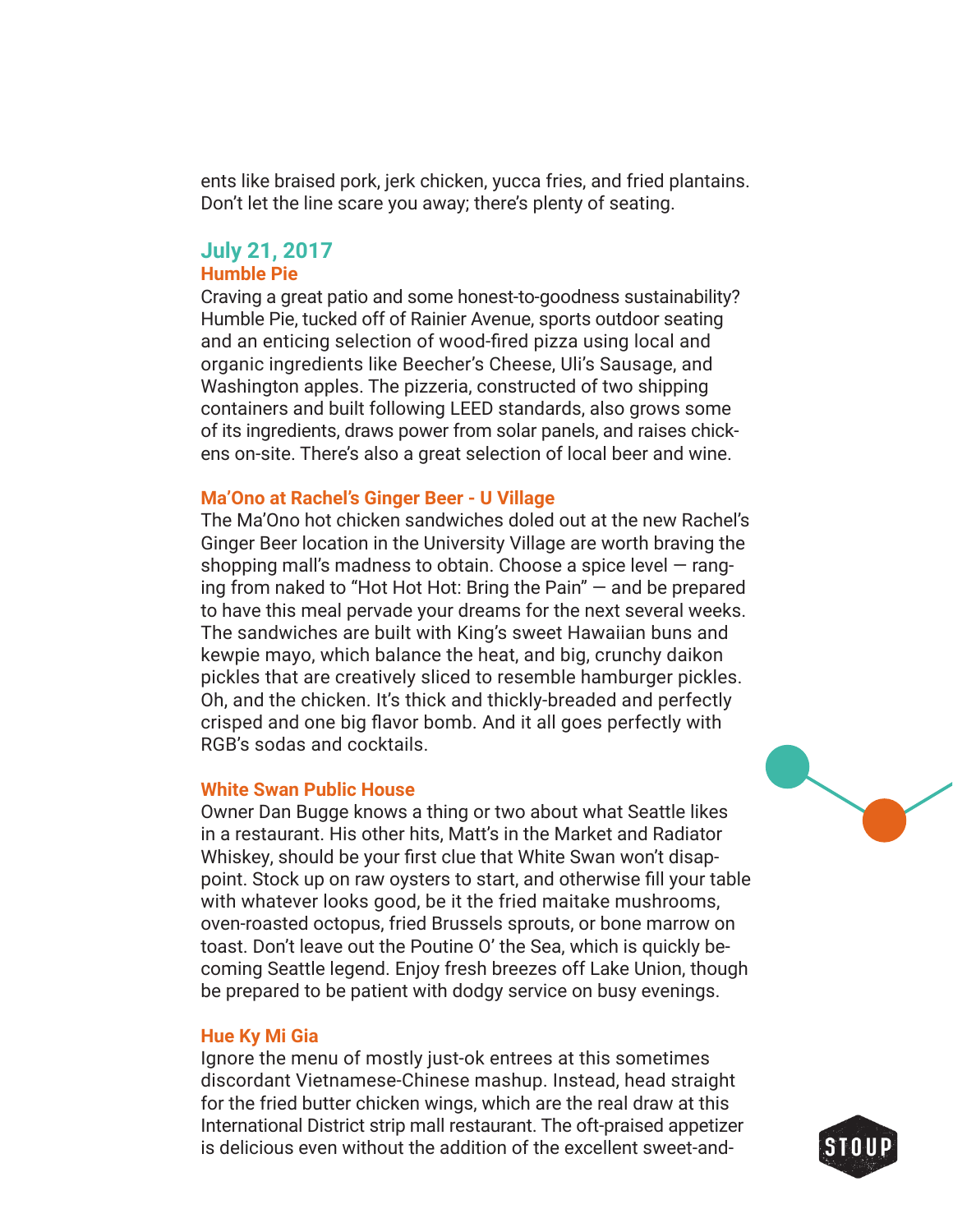ents like braised pork, jerk chicken, yucca fries, and fried plantains. Don't let the line scare you away; there's plenty of seating.

## July 21, 2017

### Humble Pie

Craving a great patio and some honest-to-goodness sustainability? Humble Pie, tucked off of Rainier Avenue, sports outdoor seating and an enticing selection of wood-fired pizza using local and organic ingredients like Beecher's Cheese, Uli's Sausage, and Washington apples. The pizzeria, constructed of two shipping containers and built following LEED standards, also grows some of its ingredients, draws power from solar panels, and raises chickens on-site. There's also a great selection of local beer and wine.

### Ma'Ono at Rachel's Ginger Beer - U Village

The Ma'Ono hot chicken sandwiches doled out at the new Rachel's Ginger Beer location in the University Village are worth braving the shopping mall's madness to obtain. Choose a spice level — ranging from naked to "Hot Hot Hot: Bring the Pain" — and be prepared to have this meal pervade your dreams for the next several weeks. The sandwiches are built with King's sweet Hawaiian buns and kewpie mayo, which balance the heat, and big, crunchy daikon pickles that are creatively sliced to resemble hamburger pickles. Oh, and the chicken. It's thick and thickly-breaded and perfectly crisped and one big flavor bomb. And it all goes perfectly with RGB's sodas and cocktails.

### White Swan Public House

Owner Dan Bugge knows a thing or two about what Seattle likes in a restaurant. His other hits, Matt's in the Market and Radiator Whiskey, should be your first clue that White Swan won't disappoint. Stock up on raw oysters to start, and otherwise fill your table with whatever looks good, be it the fried maitake mushrooms, oven-roasted octopus, fried Brussels sprouts, or bone marrow on toast. Don't leave out the Poutine O' the Sea, which is quickly becoming Seattle legend. Enjoy fresh breezes off Lake Union, though be prepared to be patient with dodgy service on busy evenings.

### Hue Ky Mi Gia

Ignore the menu of mostly just-ok entrees at this sometimes discordant Vietnamese-Chinese mashup. Instead, head straight for the fried butter chicken wings, which are the real draw at this International District strip mall restaurant. The oft-praised appetizer is delicious even without the addition of the excellent sweet-and-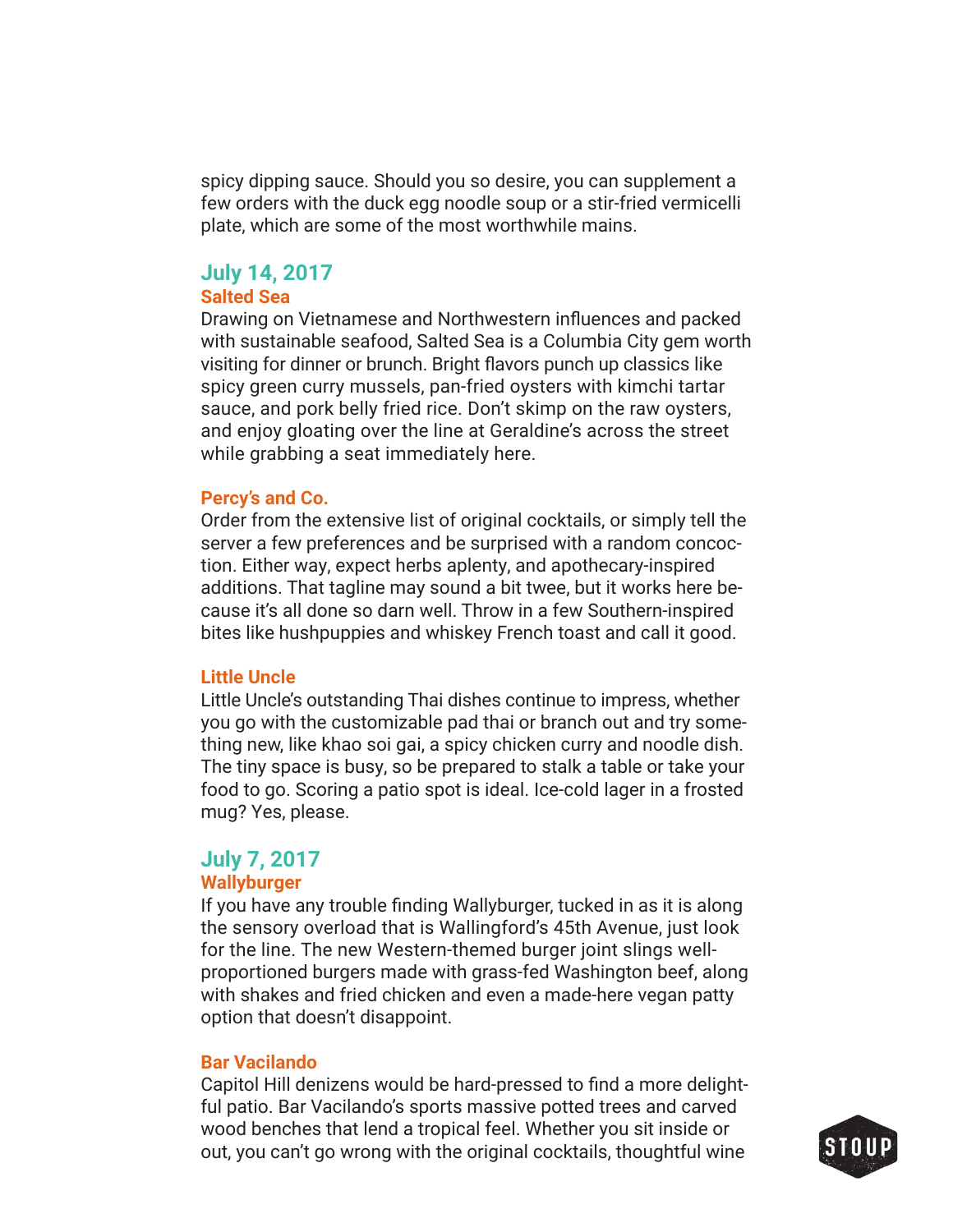spicy dipping sauce. Should you so desire, you can supplement a few orders with the duck egg noodle soup or a stir-fried vermicelli plate, which are some of the most worthwhile mains.

## July 14, 2017

### Salted Sea

Drawing on Vietnamese and Northwestern influences and packed with sustainable seafood, Salted Sea is a Columbia City gem worth visiting for dinner or brunch. Bright flavors punch up classics like spicy green curry mussels, pan-fried oysters with kimchi tartar sauce, and pork belly fried rice. Don't skimp on the raw oysters, and enjoy gloating over the line at Geraldine's across the street while grabbing a seat immediately here.

### Percy's and Co.

Order from the extensive list of original cocktails, or simply tell the server a few preferences and be surprised with a random concoction. Either way, expect herbs aplenty, and apothecary-inspired additions. That tagline may sound a bit twee, but it works here because it's all done so darn well. Throw in a few Southern-inspired bites like hushpuppies and whiskey French toast and call it good.

### Little Uncle

Little Uncle's outstanding Thai dishes continue to impress, whether you go with the customizable pad thai or branch out and try something new, like khao soi gai, a spicy chicken curry and noodle dish. The tiny space is busy, so be prepared to stalk a table or take your food to go. Scoring a patio spot is ideal. Ice-cold lager in a frosted mug? Yes, please.

## July 7, 2017

### Wallyburger

If you have any trouble finding Wallyburger, tucked in as it is along the sensory overload that is Wallingford's 45th Avenue, just look for the line. The new Western-themed burger joint slings well-proportioned burgers made with grass-fed Washington beef, along with shakes and fried chicken and even a made-here vegan patty option that doesn't disappoint.

### Bar Vacilando

Capitol Hill denizens would be hard-pressed to find a more delightful patio. Bar Vacilando's sports massive potted trees and carved wood benches that lend a tropical feel. Whether you sit inside or out, you can't go wrong with the original cocktails, thoughtful wine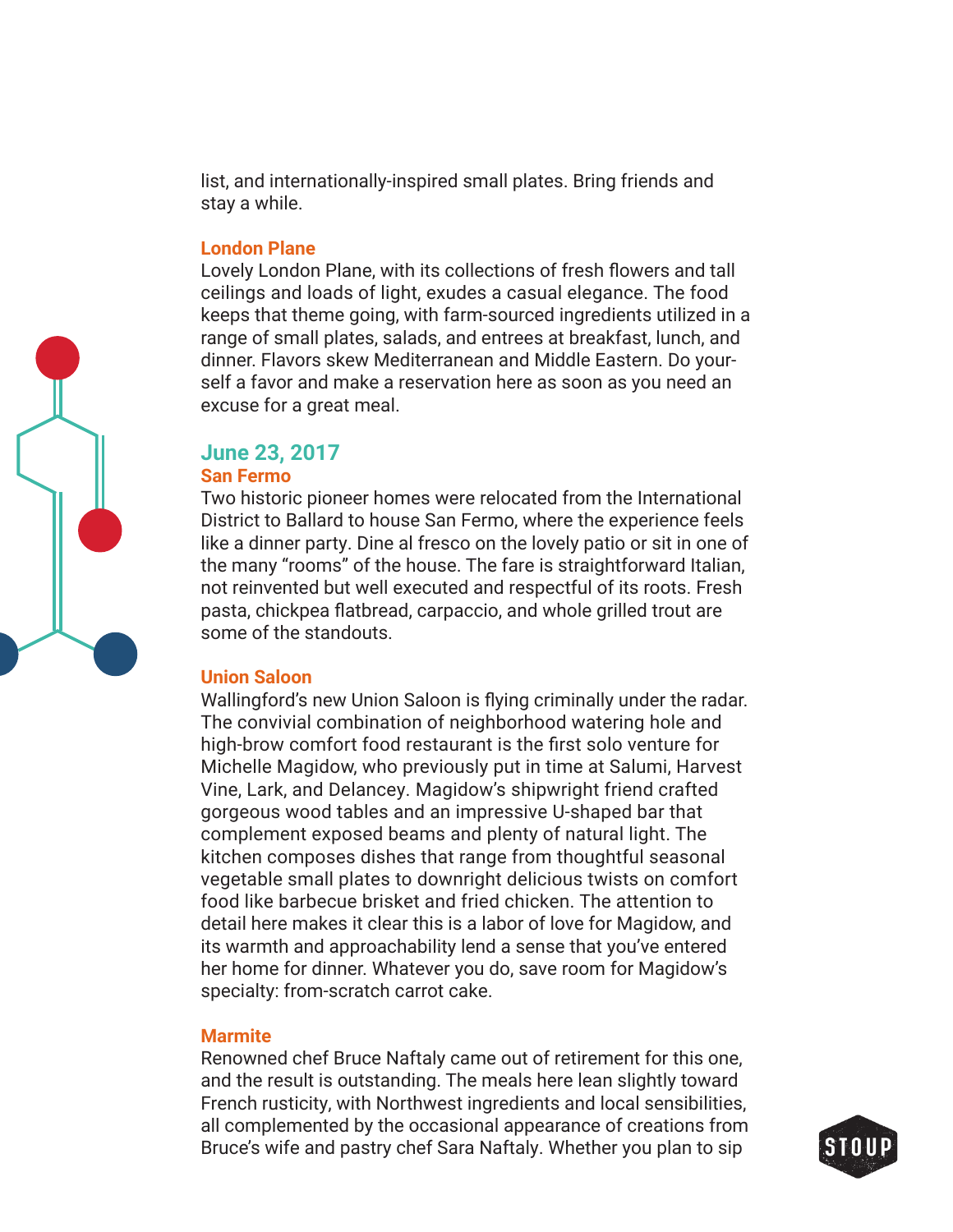list, and internationally-inspired small plates. Bring friends and stay a while.

### London Plane

Lovely London Plane, with its collections of fresh flowers and tall ceilings and loads of light, exudes a casual elegance. The food keeps that theme going, with farm-sourced ingredients utilized in a range of small plates, salads, and entrees at breakfast, lunch, and dinner. Flavors skew Mediterranean and Middle Eastern. Do yourself a favor and make a reservation here as soon as you need an excuse for a great meal.

## June 23, 2017

### San Fermo

Two historic pioneer homes were relocated from the International District to Ballard to house San Fermo, where the experience feels like a dinner party. Dine al fresco on the lovely patio or sit in one of the many "rooms" of the house. The fare is straightforward Italian, not reinvented but well executed and respectful of its roots. Fresh pasta, chickpea flatbread, carpaccio, and whole grilled trout are some of the standouts.

### Union Saloon

Wallingford's new Union Saloon is flying criminally under the radar. The convivial combination of neighborhood watering hole and high-brow comfort food restaurant is the first solo venture for Michelle Magidow, who previously put in time at Salumi, Harvest Vine, Lark, and Delancey. Magidow's shipwright friend crafted gorgeous wood tables and an impressive U-shaped bar that complement exposed beams and plenty of natural light. The kitchen composes dishes that range from thoughtful seasonal vegetable small plates to downright delicious twists on comfort food like barbecue brisket and fried chicken. The attention to detail here makes it clear this is a labor of love for Magidow, and its warmth and approachability lend a sense that you've entered her home for dinner. Whatever you do, save room for Magidow's specialty: from-scratch carrot cake.

### Marmite

Renowned chef Bruce Naftaly came out of retirement for this one, and the result is outstanding. The meals here lean slightly toward French rusticity, with Northwest ingredients and local sensibilities, all complemented by the occasional appearance of creations from Bruce's wife and pastry chef Sara Naftaly. Whether you plan to sip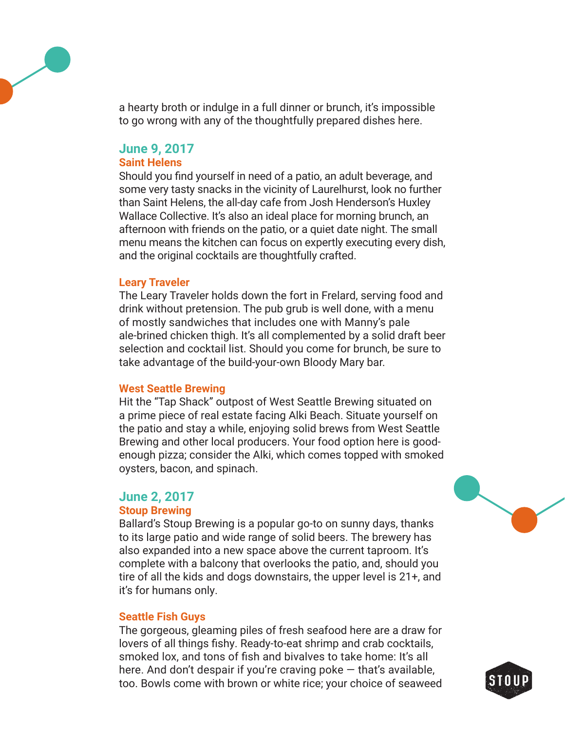a hearty broth or indulge in a full dinner or brunch, it's impossible to go wrong with any of the thoughtfully prepared dishes here.

## June 9, 2017

### Saint Helens

Should you find yourself in need of a patio, an adult beverage, and some very tasty snacks in the vicinity of Laurelhurst, look no further than Saint Helens, the all-day cafe from Josh Henderson's Huxley Wallace Collective. It's also an ideal place for morning brunch, an afternoon with friends on the patio, or a quiet date night. The small menu means the kitchen can focus on expertly executing every dish, and the original cocktails are thoughtfully crafted.

### Leary Traveler

The Leary Traveler holds down the fort in Frelard, serving food and drink without pretension. The pub grub is well done, with a menu of mostly sandwiches that includes one with Manny's pale ale-brined chicken thigh. It's all complemented by a solid draft beer selection and cocktail list. Should you come for brunch, be sure to take advantage of the build-your-own Bloody Mary bar.

### West Seattle Brewing

Hit the "Tap Shack" outpost of West Seattle Brewing situated on a prime piece of real estate facing Alki Beach. Situate yourself on the patio and stay a while, enjoying solid brews from West Seattle Brewing and other local producers. Your food option here is good-enough pizza; consider the Alki, which comes topped with smoked oysters, bacon, and spinach.

## June 2, 2017

### Stoup Brewing

Ballard's Stoup Brewing is a popular go-to on sunny days, thanks to its large patio and wide range of solid beers. The brewery has also expanded into a new space above the current taproom. It's complete with a balcony that overlooks the patio, and, should you tire of all the kids and dogs downstairs, the upper level is 21+, and it's for humans only.

### Seattle Fish Guys

The gorgeous, gleaming piles of fresh seafood here are a draw for lovers of all things fishy. Ready-to-eat shrimp and crab cocktails, smoked lox, and tons of fish and bivalves to take home: It's all here. And don't despair if you're craving poke — that's available, too. Bowls come with brown or white rice; your choice of seaweed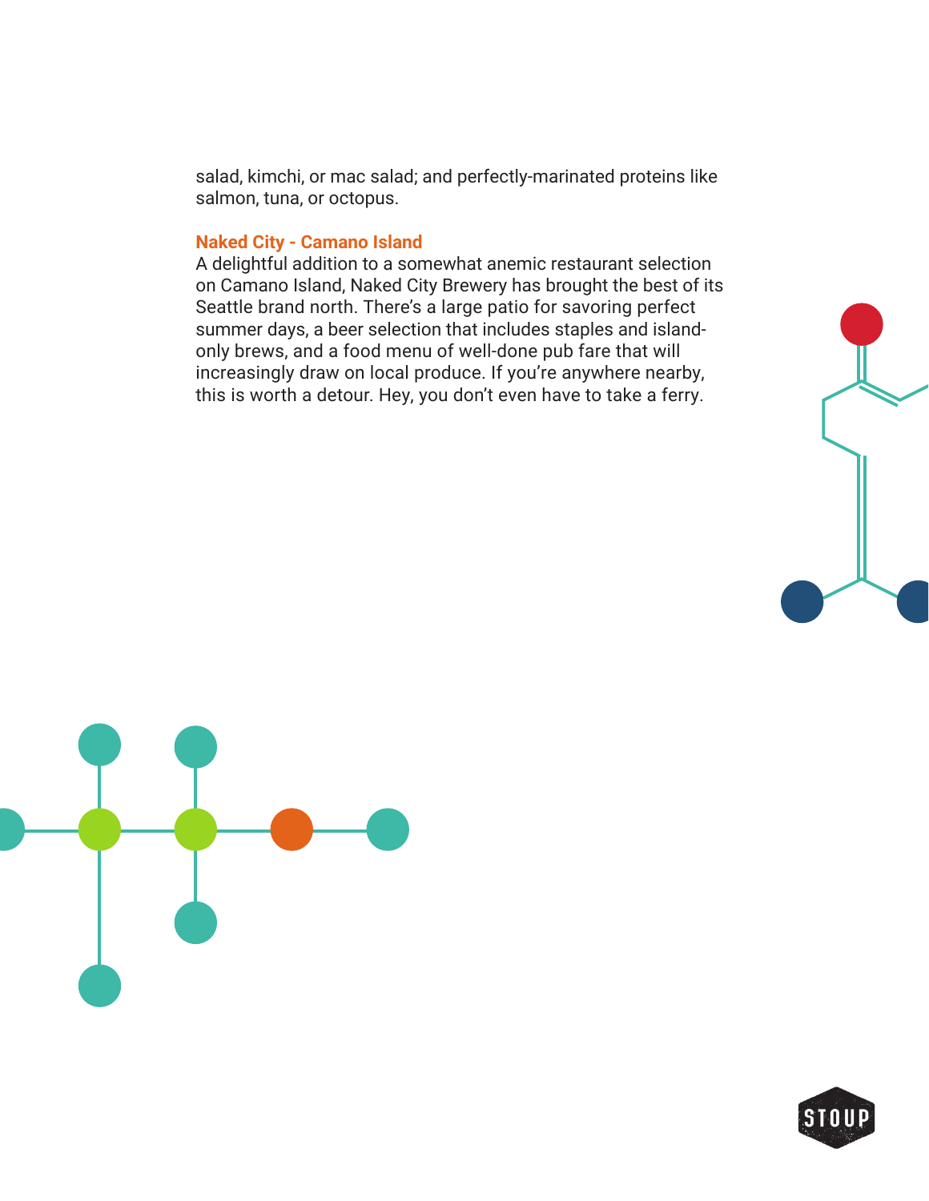salad, kimchi, or mac salad; and perfectly-marinated proteins like salmon, tuna, or octopus.

**Naked City - Camano Island**

A delightful addition to a somewhat anemic restaurant selection on Camano Island, Naked City Brewery has brought the best of its Seattle brand north. There's a large patio for savoring perfect summer days, a beer selection that includes staples and island-only brews, and a food menu of well-done pub fare that will increasingly draw on local produce. If you're anywhere nearby, this is worth a detour. Hey, you don't even have to take a ferry.